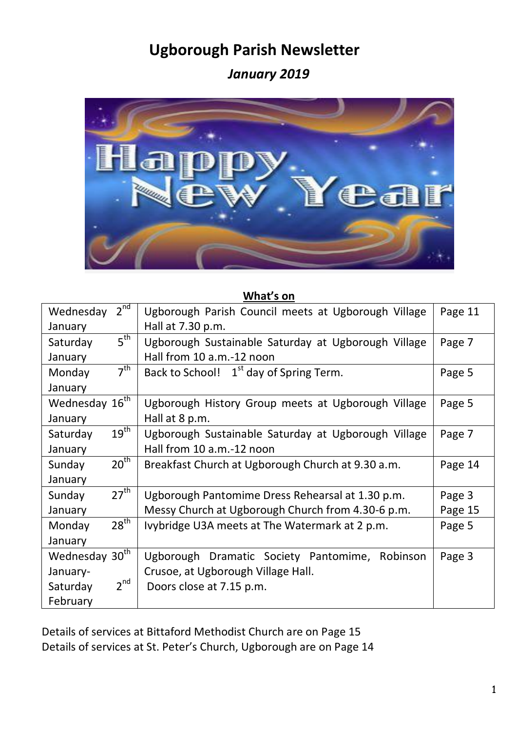# Ugborough Parish Newsletter

## *January 2019*

**What's on**

| Date | Event | Page |
|---|---|---|
| Wednesday 2nd January | Ugborough Parish Council meets at Ugborough Village Hall at 7.30 p.m. | Page 11 |
| Saturday 5th January | Ugborough Sustainable Saturday at Ugborough Village Hall from 10 a.m.-12 noon | Page 7 |
| Monday 7th January | Back to School! 1st day of Spring Term. | Page 5 |
| Wednesday 16th January | Ugborough History Group meets at Ugborough Village Hall at 8 p.m. | Page 5 |
| Saturday 19th January | Ugborough Sustainable Saturday at Ugborough Village Hall from 10 a.m.-12 noon | Page 7 |
| Sunday 20th January | Breakfast Church at Ugborough Church at 9.30 a.m. | Page 14 |
| Sunday 27th January | Ugborough Pantomime Dress Rehearsal at 1.30 p.m.<br>Messy Church at Ugborough Church from 4.30-6 p.m. | Page 3<br>Page 15 |
| Monday 28th January | Ivybridge U3A meets at The Watermark at 2 p.m. | Page 5 |
| Wednesday 30th January-Saturday 2nd February | Ugborough Dramatic Society Pantomime, Robinson Crusoe, at Ugborough Village Hall. Doors close at 7.15 p.m. | Page 3 |

Details of services at Bittaford Methodist Church are on Page 15
Details of services at St. Peter's Church, Ugborough are on Page 14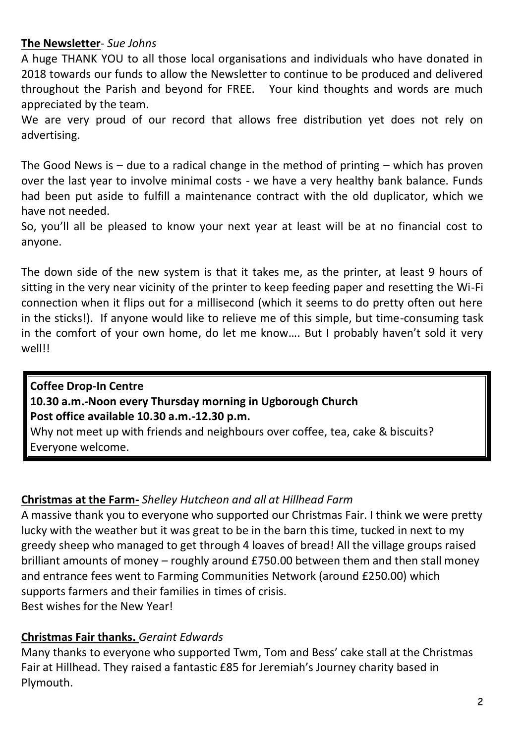**The Newsletter**- *Sue Johns*

A huge THANK YOU to all those local organisations and individuals who have donated in 2018 towards our funds to allow the Newsletter to continue to be produced and delivered throughout the Parish and beyond for FREE. Your kind thoughts and words are much appreciated by the team.

We are very proud of our record that allows free distribution yet does not rely on advertising.

The Good News is – due to a radical change in the method of printing – which has proven over the last year to involve minimal costs - we have a very healthy bank balance. Funds had been put aside to fulfill a maintenance contract with the old duplicator, which we have not needed.

So, you'll all be pleased to know your next year at least will be at no financial cost to anyone.

The down side of the new system is that it takes me, as the printer, at least 9 hours of sitting in the very near vicinity of the printer to keep feeding paper and resetting the Wi-Fi connection when it flips out for a millisecond (which it seems to do pretty often out here in the sticks!). If anyone would like to relieve me of this simple, but time-consuming task in the comfort of your own home, do let me know…. But I probably haven't sold it very well!!

**Coffee Drop-In Centre**
**10.30 a.m.-Noon every Thursday morning in Ugborough Church**
**Post office available 10.30 a.m.-12.30 p.m.**
Why not meet up with friends and neighbours over coffee, tea, cake & biscuits?
Everyone welcome.

**Christmas at the Farm-** *Shelley Hutcheon and all at Hillhead Farm*

A massive thank you to everyone who supported our Christmas Fair. I think we were pretty lucky with the weather but it was great to be in the barn this time, tucked in next to my greedy sheep who managed to get through 4 loaves of bread! All the village groups raised brilliant amounts of money – roughly around £750.00 between them and then stall money and entrance fees went to Farming Communities Network (around £250.00) which supports farmers and their families in times of crisis.
Best wishes for the New Year!

**Christmas Fair thanks.** *Geraint Edwards*

Many thanks to everyone who supported Twm, Tom and Bess' cake stall at the Christmas Fair at Hillhead. They raised a fantastic £85 for Jeremiah's Journey charity based in Plymouth.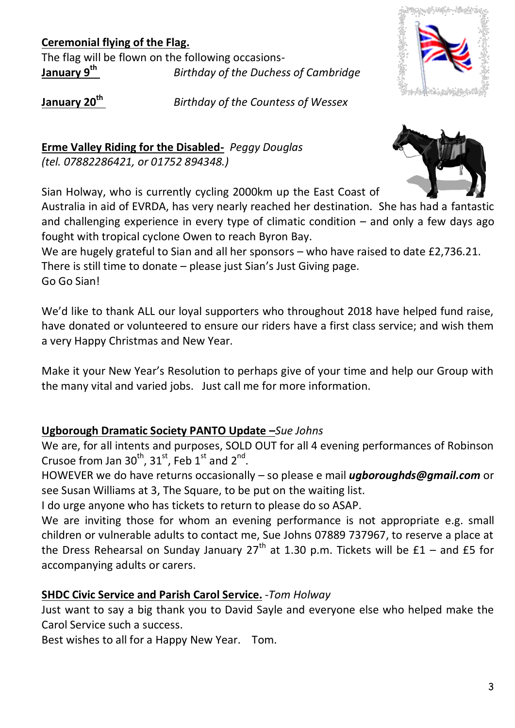**Ceremonial flying of the Flag.**

The flag will be flown on the following occasions-

**January 9th** *Birthday of the Duchess of Cambridge*

**January 20th** *Birthday of the Countess of Wessex*

**Erme Valley Riding for the Disabled-** *Peggy Douglas (tel. 07882286421, or 01752 894348.)*

Sian Holway, who is currently cycling 2000km up the East Coast of Australia in aid of EVRDA, has very nearly reached her destination. She has had a fantastic and challenging experience in every type of climatic condition – and only a few days ago fought with tropical cyclone Owen to reach Byron Bay.

We are hugely grateful to Sian and all her sponsors – who have raised to date £2,736.21.

There is still time to donate – please just Sian's Just Giving page.

Go Go Sian!

We'd like to thank ALL our loyal supporters who throughout 2018 have helped fund raise, have donated or volunteered to ensure our riders have a first class service; and wish them a very Happy Christmas and New Year.

Make it your New Year's Resolution to perhaps give of your time and help our Group with the many vital and varied jobs. Just call me for more information.

**Ugborough Dramatic Society PANTO Update –***Sue Johns*

We are, for all intents and purposes, SOLD OUT for all 4 evening performances of Robinson Crusoe from Jan 30th, 31st, Feb 1st and 2nd.

HOWEVER we do have returns occasionally – so please e mail ***ugboroughds@gmail.com*** or see Susan Williams at 3, The Square, to be put on the waiting list.

I do urge anyone who has tickets to return to please do so ASAP.

We are inviting those for whom an evening performance is not appropriate e.g. small children or vulnerable adults to contact me, Sue Johns 07889 737967, to reserve a place at the Dress Rehearsal on Sunday January 27th at 1.30 p.m. Tickets will be £1 – and £5 for accompanying adults or carers.

**SHDC Civic Service and Parish Carol Service.** *-Tom Holway*

Just want to say a big thank you to David Sayle and everyone else who helped make the Carol Service such a success.

Best wishes to all for a Happy New Year. Tom.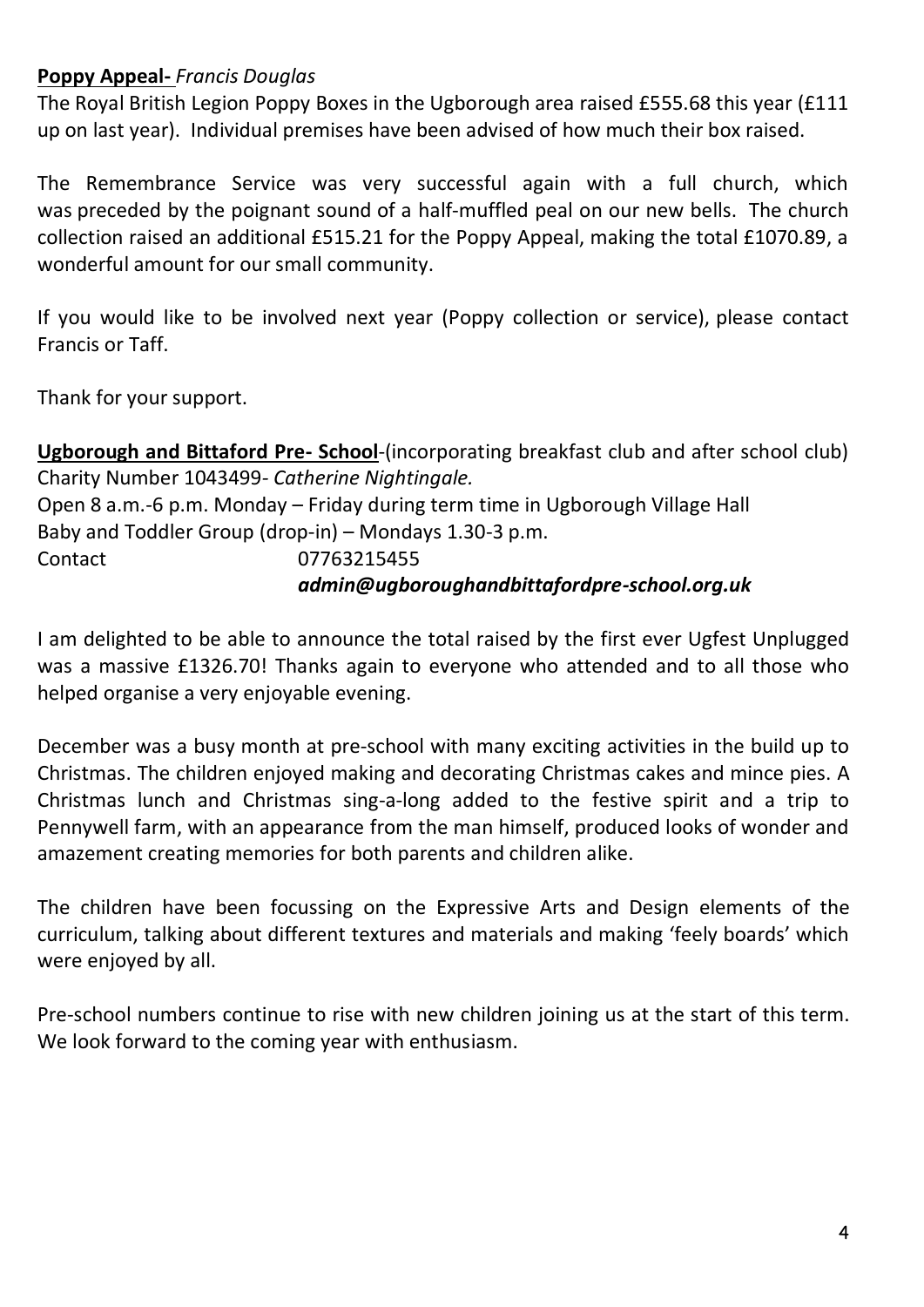**Poppy Appeal-** *Francis Douglas*

The Royal British Legion Poppy Boxes in the Ugborough area raised £555.68 this year (£111 up on last year). Individual premises have been advised of how much their box raised.

The Remembrance Service was very successful again with a full church, which was preceded by the poignant sound of a half-muffled peal on our new bells. The church collection raised an additional £515.21 for the Poppy Appeal, making the total £1070.89, a wonderful amount for our small community.

If you would like to be involved next year (Poppy collection or service), please contact Francis or Taff.

Thank for your support.

**Ugborough and Bittaford Pre- School**-(incorporating breakfast club and after school club)
Charity Number 1043499- *Catherine Nightingale.*
Open 8 a.m.-6 p.m. Monday – Friday during term time in Ugborough Village Hall
Baby and Toddler Group (drop-in) – Mondays 1.30-3 p.m.
Contact 07763215455
***admin@ugboroughandbittafordpre-school.org.uk***

I am delighted to be able to announce the total raised by the first ever Ugfest Unplugged was a massive £1326.70! Thanks again to everyone who attended and to all those who helped organise a very enjoyable evening.

December was a busy month at pre-school with many exciting activities in the build up to Christmas. The children enjoyed making and decorating Christmas cakes and mince pies. A Christmas lunch and Christmas sing-a-long added to the festive spirit and a trip to Pennywell farm, with an appearance from the man himself, produced looks of wonder and amazement creating memories for both parents and children alike.

The children have been focussing on the Expressive Arts and Design elements of the curriculum, talking about different textures and materials and making 'feely boards' which were enjoyed by all.

Pre-school numbers continue to rise with new children joining us at the start of this term. We look forward to the coming year with enthusiasm.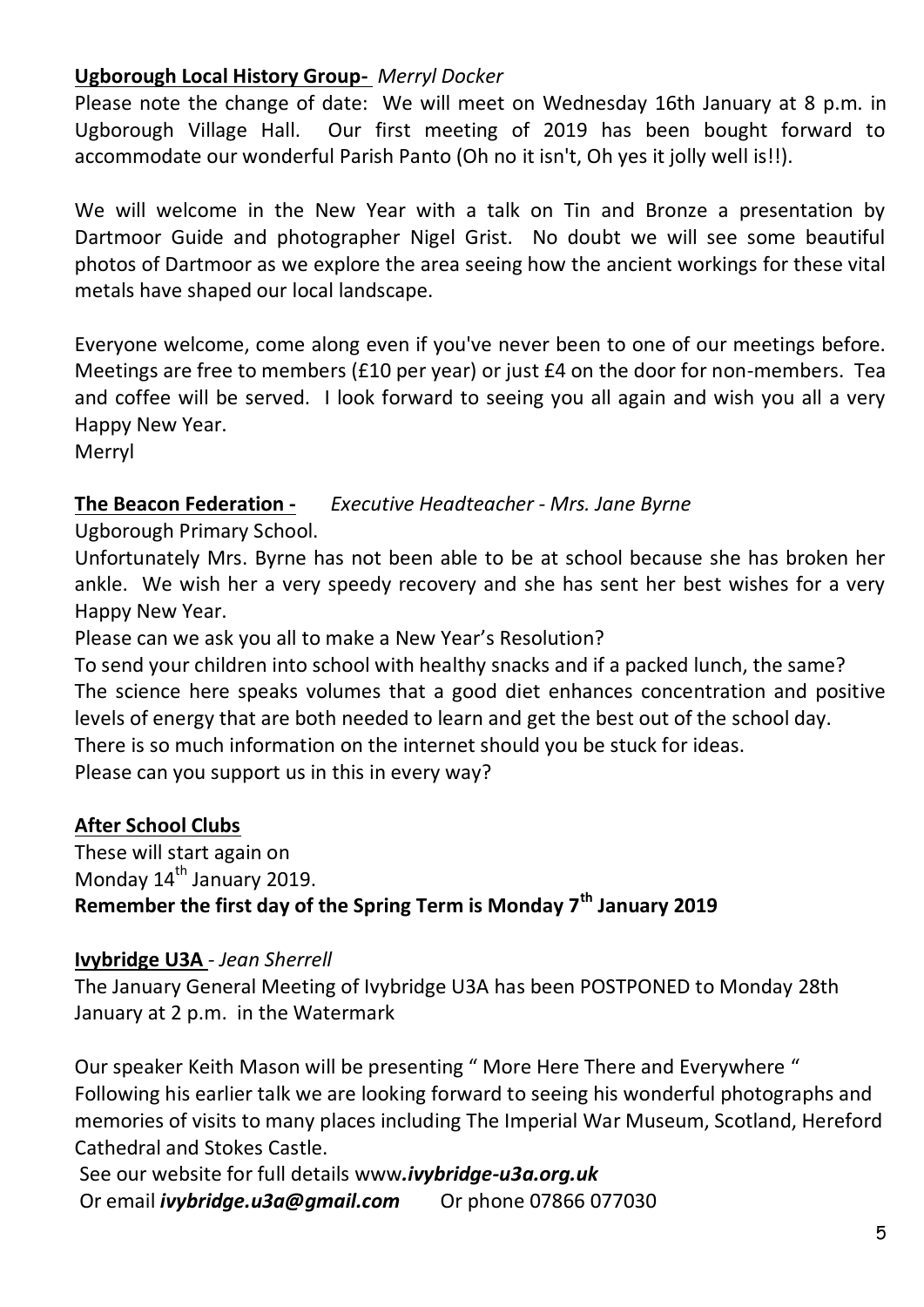**Ugborough Local History Group-** *Merryl Docker*

Please note the change of date: We will meet on Wednesday 16th January at 8 p.m. in Ugborough Village Hall. Our first meeting of 2019 has been bought forward to accommodate our wonderful Parish Panto (Oh no it isn't, Oh yes it jolly well is!!).

We will welcome in the New Year with a talk on Tin and Bronze a presentation by Dartmoor Guide and photographer Nigel Grist. No doubt we will see some beautiful photos of Dartmoor as we explore the area seeing how the ancient workings for these vital metals have shaped our local landscape.

Everyone welcome, come along even if you've never been to one of our meetings before. Meetings are free to members (£10 per year) or just £4 on the door for non-members. Tea and coffee will be served. I look forward to seeing you all again and wish you all a very Happy New Year.

Merryl

**The Beacon Federation -** *Executive Headteacher - Mrs. Jane Byrne*

Ugborough Primary School.

Unfortunately Mrs. Byrne has not been able to be at school because she has broken her ankle. We wish her a very speedy recovery and she has sent her best wishes for a very Happy New Year.

Please can we ask you all to make a New Year's Resolution?

To send your children into school with healthy snacks and if a packed lunch, the same?

The science here speaks volumes that a good diet enhances concentration and positive levels of energy that are both needed to learn and get the best out of the school day.

There is so much information on the internet should you be stuck for ideas.

Please can you support us in this in every way?

**After School Clubs**

These will start again on

Monday 14th January 2019.

**Remember the first day of the Spring Term is Monday 7th January 2019**

**Ivybridge U3A** - *Jean Sherrell*

The January General Meeting of Ivybridge U3A has been POSTPONED to Monday 28th January at 2 p.m. in the Watermark

Our speaker Keith Mason will be presenting " More Here There and Everywhere " Following his earlier talk we are looking forward to seeing his wonderful photographs and memories of visits to many places including The Imperial War Museum, Scotland, Hereford Cathedral and Stokes Castle.

See our website for full details www***.ivybridge-u3a.org.uk***

Or email ***ivybridge.u3a@gmail.com*** Or phone 07866 077030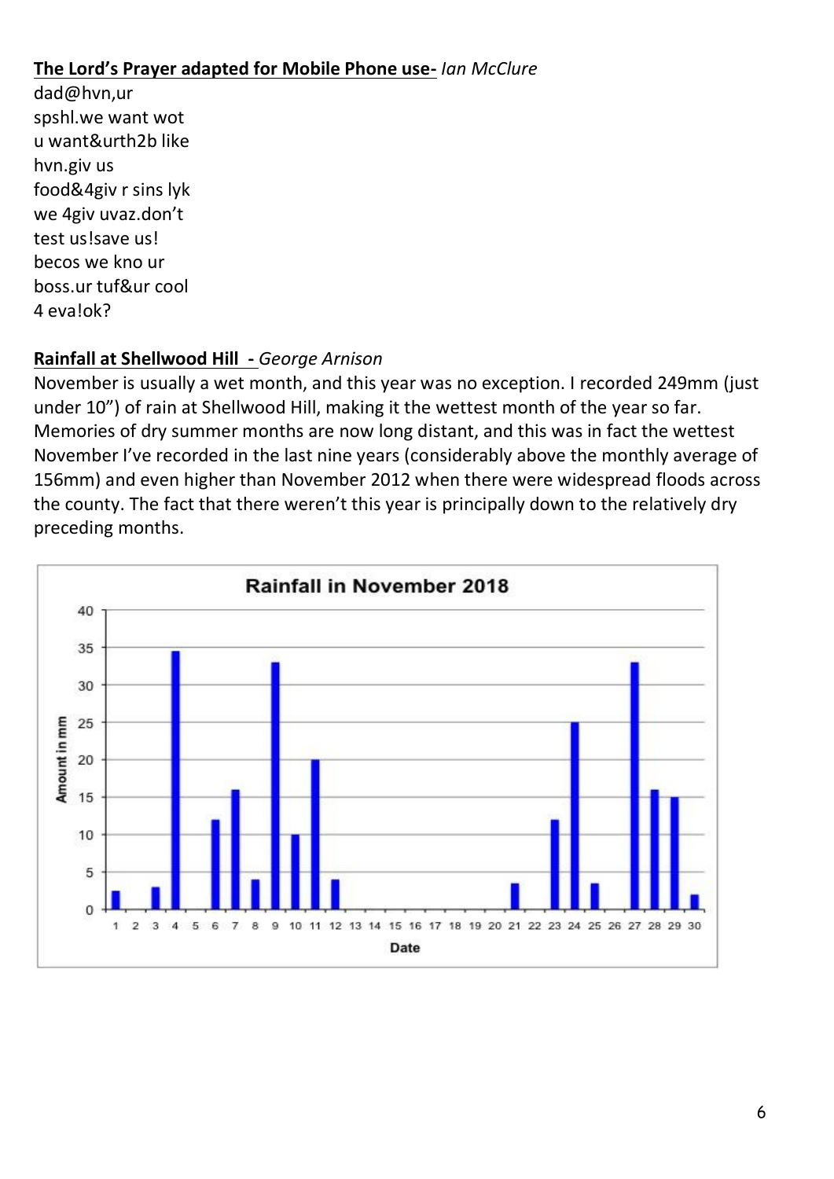**The Lord's Prayer adapted for Mobile Phone use-** *Ian McClure*

dad@hvn,ur
spshl.we want wot
u want&urth2b like
hvn.giv us
food&4giv r sins lyk
we 4giv uvaz.don't
test us!save us!
becos we kno ur
boss.ur tuf&ur cool
4 eva!ok?

**Rainfall at Shellwood Hill -** *George Arnison*

November is usually a wet month, and this year was no exception. I recorded 249mm (just under 10") of rain at Shellwood Hill, making it the wettest month of the year so far. Memories of dry summer months are now long distant, and this was in fact the wettest November I've recorded in the last nine years (considerably above the monthly average of 156mm) and even higher than November 2012 when there were widespread floods across the county. The fact that there weren't this year is principally down to the relatively dry preceding months.

**Rainfall in November 2018**

| Date | 1 | 2 | 3 | 4 | 5 | 6 | 7 | 8 | 9 | 10 | 11 | 12 | 13 | 14 | 15 | 16 | 17 | 18 | 19 | 20 | 21 | 22 | 23 | 24 | 25 | 26 | 27 | 28 | 29 | 30 |
|---|---|---|---|---|---|---|---|---|---|---|---|---|---|---|---|---|---|---|---|---|---|---|---|---|---|---|---|---|---|---|
| Amount in mm | 2.5 | 0 | 3 | 34.5 | 0 | 12 | 16 | 4 | 33 | 10 | 20 | 4 | 0 | 0 | 0 | 0 | 0 | 0 | 0 | 0 | 3.5 | 0 | 12 | 25 | 3.5 | 0 | 33 | 16 | 15 | 2 |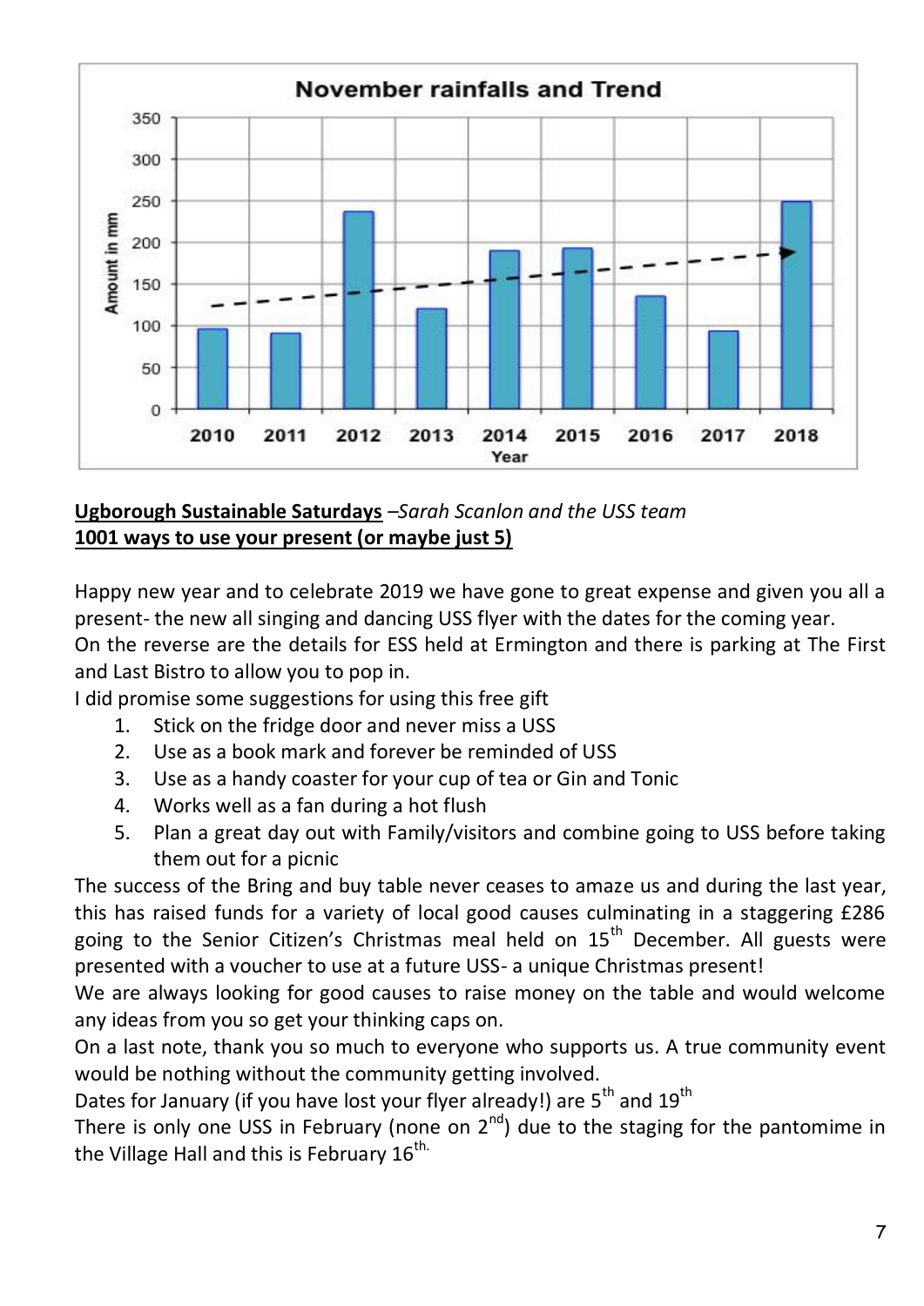**November rainfalls and Trend**

**Ugborough Sustainable Saturdays** *–Sarah Scanlon and the USS team*

**1001 ways to use your present (or maybe just 5)**

Happy new year and to celebrate 2019 we have gone to great expense and given you all a present- the new all singing and dancing USS flyer with the dates for the coming year.

On the reverse are the details for ESS held at Ermington and there is parking at The First and Last Bistro to allow you to pop in.

I did promise some suggestions for using this free gift

1. Stick on the fridge door and never miss a USS
2. Use as a book mark and forever be reminded of USS
3. Use as a handy coaster for your cup of tea or Gin and Tonic
4. Works well as a fan during a hot flush
5. Plan a great day out with Family/visitors and combine going to USS before taking them out for a picnic

The success of the Bring and buy table never ceases to amaze us and during the last year, this has raised funds for a variety of local good causes culminating in a staggering £286 going to the Senior Citizen's Christmas meal held on 15th December. All guests were presented with a voucher to use at a future USS- a unique Christmas present!

We are always looking for good causes to raise money on the table and would welcome any ideas from you so get your thinking caps on.

On a last note, thank you so much to everyone who supports us. A true community event would be nothing without the community getting involved.

Dates for January (if you have lost your flyer already!) are 5th and 19th

There is only one USS in February (none on 2nd) due to the staging for the pantomime in the Village Hall and this is February 16th.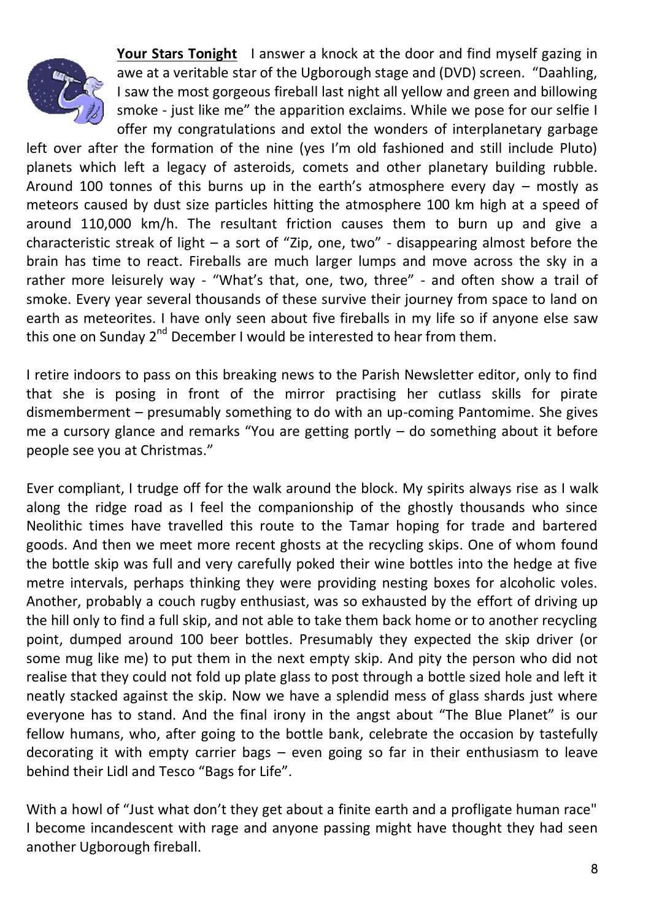**Your Stars Tonight** I answer a knock at the door and find myself gazing in awe at a veritable star of the Ugborough stage and (DVD) screen. "Daahling, I saw the most gorgeous fireball last night all yellow and green and billowing smoke - just like me" the apparition exclaims. While we pose for our selfie I offer my congratulations and extol the wonders of interplanetary garbage left over after the formation of the nine (yes I'm old fashioned and still include Pluto) planets which left a legacy of asteroids, comets and other planetary building rubble. Around 100 tonnes of this burns up in the earth's atmosphere every day – mostly as meteors caused by dust size particles hitting the atmosphere 100 km high at a speed of around 110,000 km/h. The resultant friction causes them to burn up and give a characteristic streak of light – a sort of "Zip, one, two" - disappearing almost before the brain has time to react. Fireballs are much larger lumps and move across the sky in a rather more leisurely way - "What's that, one, two, three" - and often show a trail of smoke. Every year several thousands of these survive their journey from space to land on earth as meteorites. I have only seen about five fireballs in my life so if anyone else saw this one on Sunday 2nd December I would be interested to hear from them.

I retire indoors to pass on this breaking news to the Parish Newsletter editor, only to find that she is posing in front of the mirror practising her cutlass skills for pirate dismemberment – presumably something to do with an up-coming Pantomime. She gives me a cursory glance and remarks "You are getting portly – do something about it before people see you at Christmas."

Ever compliant, I trudge off for the walk around the block. My spirits always rise as I walk along the ridge road as I feel the companionship of the ghostly thousands who since Neolithic times have travelled this route to the Tamar hoping for trade and bartered goods. And then we meet more recent ghosts at the recycling skips. One of whom found the bottle skip was full and very carefully poked their wine bottles into the hedge at five metre intervals, perhaps thinking they were providing nesting boxes for alcoholic voles. Another, probably a couch rugby enthusiast, was so exhausted by the effort of driving up the hill only to find a full skip, and not able to take them back home or to another recycling point, dumped around 100 beer bottles. Presumably they expected the skip driver (or some mug like me) to put them in the next empty skip. And pity the person who did not realise that they could not fold up plate glass to post through a bottle sized hole and left it neatly stacked against the skip. Now we have a splendid mess of glass shards just where everyone has to stand. And the final irony in the angst about "The Blue Planet" is our fellow humans, who, after going to the bottle bank, celebrate the occasion by tastefully decorating it with empty carrier bags – even going so far in their enthusiasm to leave behind their Lidl and Tesco "Bags for Life".

With a howl of "Just what don't they get about a finite earth and a profligate human race" I become incandescent with rage and anyone passing might have thought they had seen another Ugborough fireball.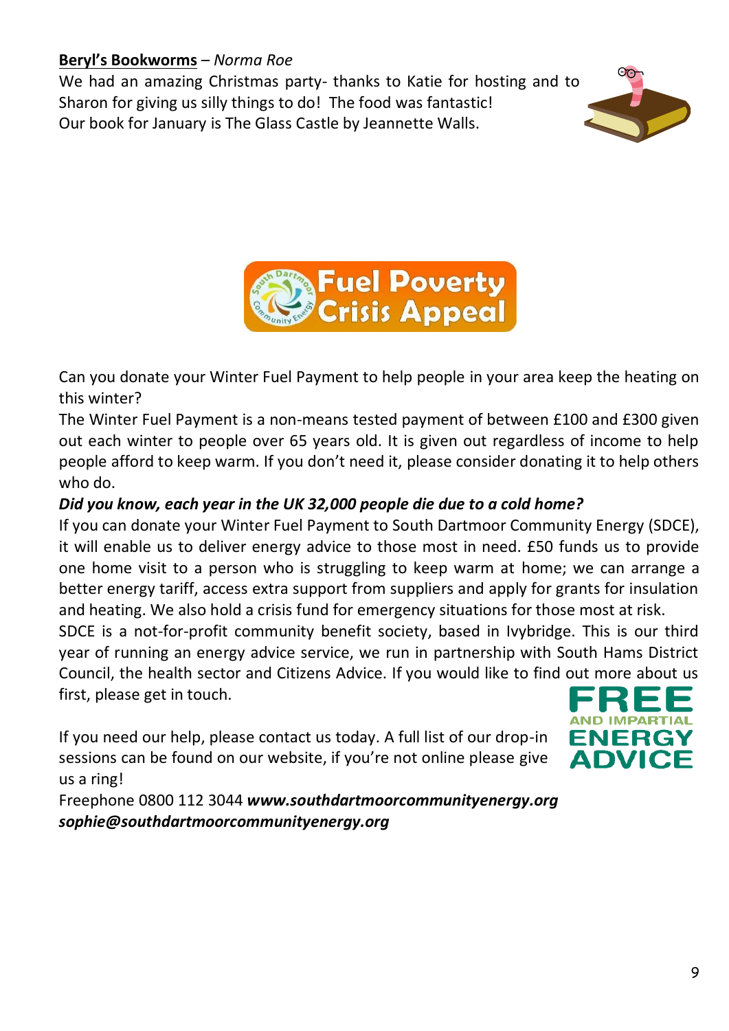**Beryl's Bookworms** – *Norma Roe*

We had an amazing Christmas party- thanks to Katie for hosting and to Sharon for giving us silly things to do! The food was fantastic!
Our book for January is The Glass Castle by Jeannette Walls.

## Fuel Poverty Crisis Appeal

Can you donate your Winter Fuel Payment to help people in your area keep the heating on this winter?

The Winter Fuel Payment is a non-means tested payment of between £100 and £300 given out each winter to people over 65 years old. It is given out regardless of income to help people afford to keep warm. If you don't need it, please consider donating it to help others who do.

***Did you know, each year in the UK 32,000 people die due to a cold home?***

If you can donate your Winter Fuel Payment to South Dartmoor Community Energy (SDCE), it will enable us to deliver energy advice to those most in need. £50 funds us to provide one home visit to a person who is struggling to keep warm at home; we can arrange a better energy tariff, access extra support from suppliers and apply for grants for insulation and heating. We also hold a crisis fund for emergency situations for those most at risk.

SDCE is a not-for-profit community benefit society, based in Ivybridge. This is our third year of running an energy advice service, we run in partnership with South Hams District Council, the health sector and Citizens Advice. If you would like to find out more about us first, please get in touch.

**FREE AND IMPARTIAL ENERGY ADVICE**

If you need our help, please contact us today. A full list of our drop-in sessions can be found on our website, if you're not online please give us a ring!

Freephone 0800 112 3044 ***www.southdartmoorcommunityenergy.org***
***sophie@southdartmoorcommunityenergy.org***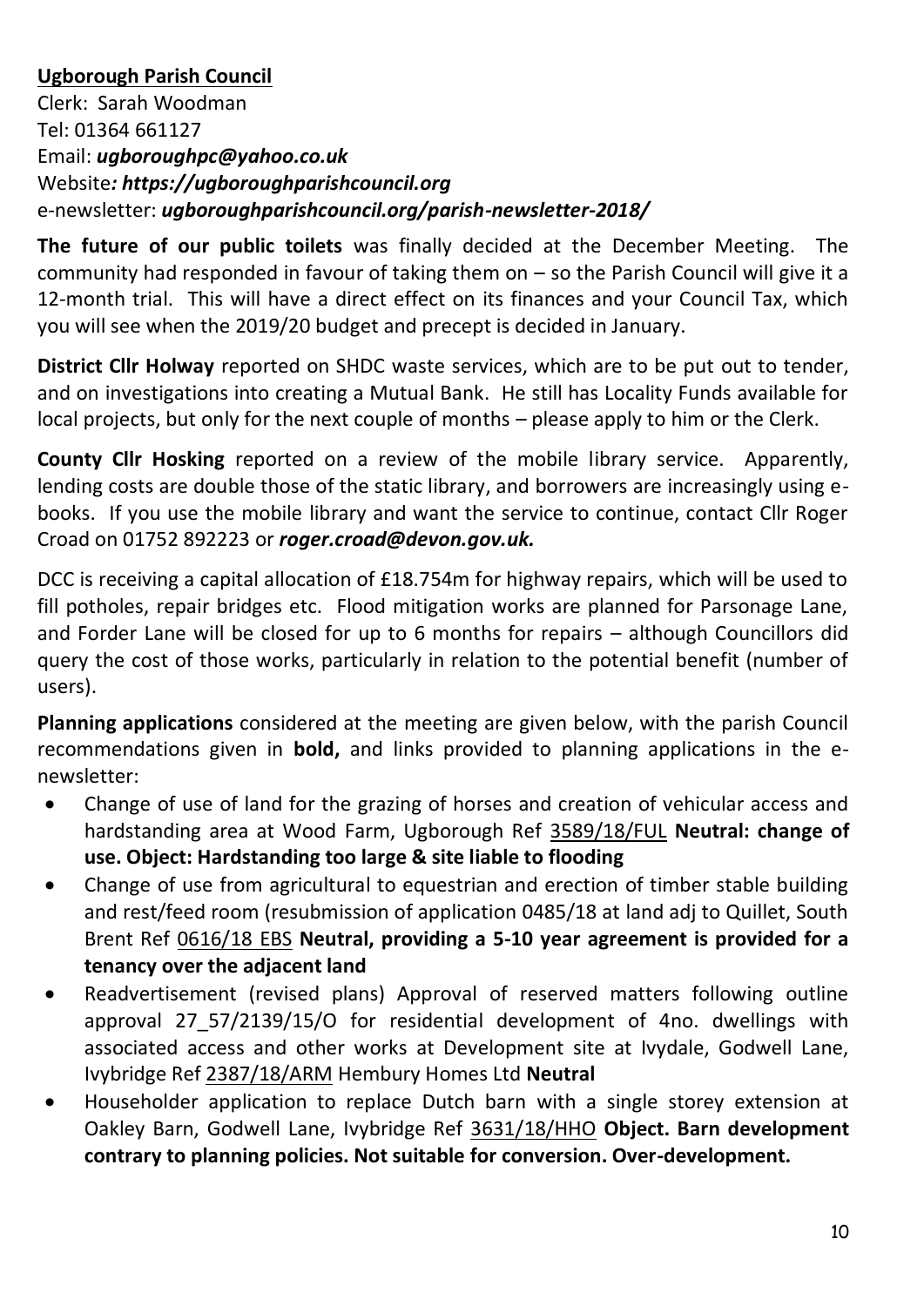**Ugborough Parish Council**

Clerk: Sarah Woodman
Tel: 01364 661127
Email: ***ugboroughpc@yahoo.co.uk***
Website***: https://ugboroughparishcouncil.org***
e-newsletter: ***ugboroughparishcouncil.org/parish-newsletter-2018/***

**The future of our public toilets** was finally decided at the December Meeting. The community had responded in favour of taking them on – so the Parish Council will give it a 12-month trial. This will have a direct effect on its finances and your Council Tax, which you will see when the 2019/20 budget and precept is decided in January.

**District Cllr Holway** reported on SHDC waste services, which are to be put out to tender, and on investigations into creating a Mutual Bank. He still has Locality Funds available for local projects, but only for the next couple of months – please apply to him or the Clerk.

**County Cllr Hosking** reported on a review of the mobile library service. Apparently, lending costs are double those of the static library, and borrowers are increasingly using e-books. If you use the mobile library and want the service to continue, contact Cllr Roger Croad on 01752 892223 or ***roger.croad@devon.gov.uk.***

DCC is receiving a capital allocation of £18.754m for highway repairs, which will be used to fill potholes, repair bridges etc. Flood mitigation works are planned for Parsonage Lane, and Forder Lane will be closed for up to 6 months for repairs – although Councillors did query the cost of those works, particularly in relation to the potential benefit (number of users).

**Planning applications** considered at the meeting are given below, with the parish Council recommendations given in **bold,** and links provided to planning applications in the e-newsletter:

- Change of use of land for the grazing of horses and creation of vehicular access and hardstanding area at Wood Farm, Ugborough Ref 3589/18/FUL **Neutral: change of use. Object: Hardstanding too large & site liable to flooding**
- Change of use from agricultural to equestrian and erection of timber stable building and rest/feed room (resubmission of application 0485/18 at land adj to Quillet, South Brent Ref 0616/18 EBS **Neutral, providing a 5-10 year agreement is provided for a tenancy over the adjacent land**
- Readvertisement (revised plans) Approval of reserved matters following outline approval 27_57/2139/15/O for residential development of 4no. dwellings with associated access and other works at Development site at Ivydale, Godwell Lane, Ivybridge Ref 2387/18/ARM Hembury Homes Ltd **Neutral**
- Householder application to replace Dutch barn with a single storey extension at Oakley Barn, Godwell Lane, Ivybridge Ref 3631/18/HHO **Object. Barn development contrary to planning policies. Not suitable for conversion. Over-development.**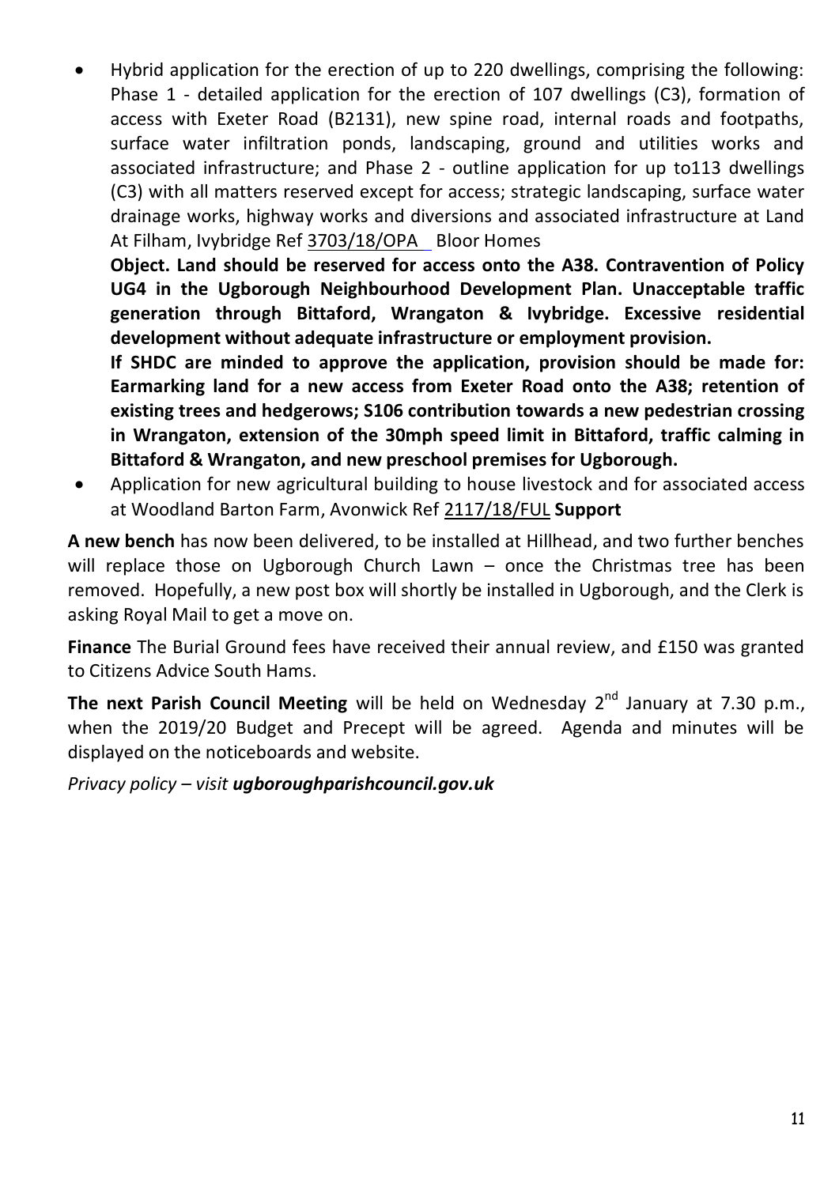- Hybrid application for the erection of up to 220 dwellings, comprising the following: Phase 1 - detailed application for the erection of 107 dwellings (C3), formation of access with Exeter Road (B2131), new spine road, internal roads and footpaths, surface water infiltration ponds, landscaping, ground and utilities works and associated infrastructure; and Phase 2 - outline application for up to113 dwellings (C3) with all matters reserved except for access; strategic landscaping, surface water drainage works, highway works and diversions and associated infrastructure at Land At Filham, Ivybridge Ref 3703/18/OPA Bloor Homes

  **Object. Land should be reserved for access onto the A38. Contravention of Policy UG4 in the Ugborough Neighbourhood Development Plan. Unacceptable traffic generation through Bittaford, Wrangaton & Ivybridge. Excessive residential development without adequate infrastructure or employment provision.**

  **If SHDC are minded to approve the application, provision should be made for: Earmarking land for a new access from Exeter Road onto the A38; retention of existing trees and hedgerows; S106 contribution towards a new pedestrian crossing in Wrangaton, extension of the 30mph speed limit in Bittaford, traffic calming in Bittaford & Wrangaton, and new preschool premises for Ugborough.**
- Application for new agricultural building to house livestock and for associated access at Woodland Barton Farm, Avonwick Ref 2117/18/FUL **Support**

**A new bench** has now been delivered, to be installed at Hillhead, and two further benches will replace those on Ugborough Church Lawn – once the Christmas tree has been removed. Hopefully, a new post box will shortly be installed in Ugborough, and the Clerk is asking Royal Mail to get a move on.

**Finance** The Burial Ground fees have received their annual review, and £150 was granted to Citizens Advice South Hams.

**The next Parish Council Meeting** will be held on Wednesday 2nd January at 7.30 p.m., when the 2019/20 Budget and Precept will be agreed. Agenda and minutes will be displayed on the noticeboards and website.

*Privacy policy – visit **ugboroughparishcouncil.gov.uk***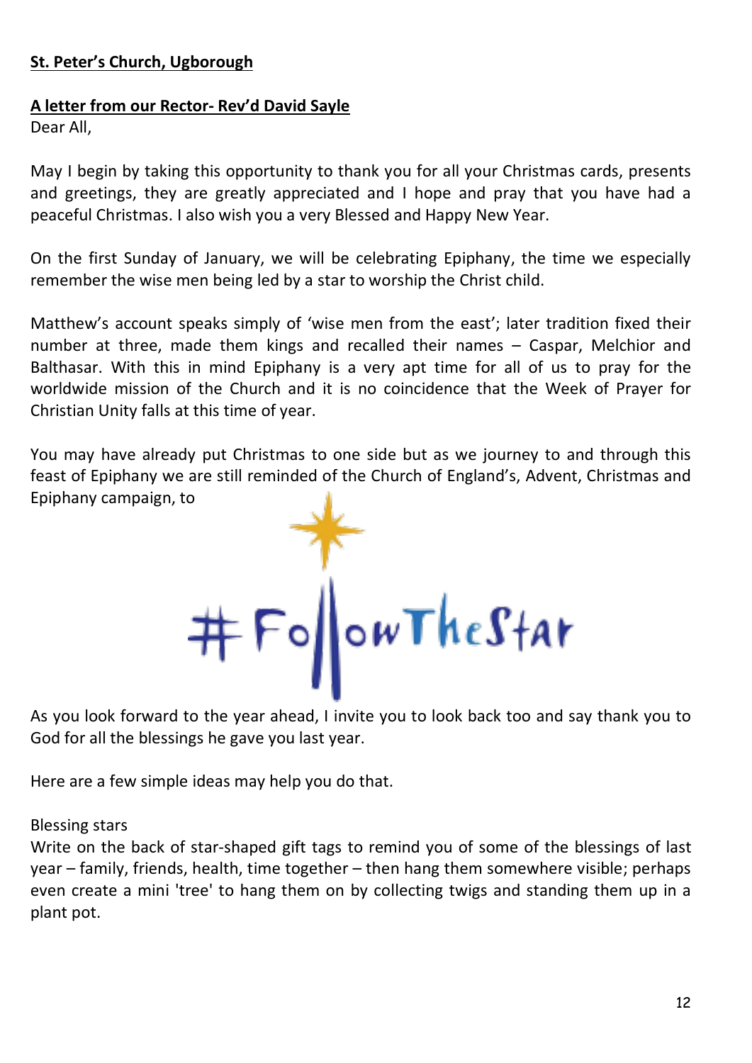**St. Peter's Church, Ugborough**

**A letter from our Rector- Rev'd David Sayle**

Dear All,

May I begin by taking this opportunity to thank you for all your Christmas cards, presents and greetings, they are greatly appreciated and I hope and pray that you have had a peaceful Christmas. I also wish you a very Blessed and Happy New Year.

On the first Sunday of January, we will be celebrating Epiphany, the time we especially remember the wise men being led by a star to worship the Christ child.

Matthew's account speaks simply of 'wise men from the east'; later tradition fixed their number at three, made them kings and recalled their names – Caspar, Melchior and Balthasar. With this in mind Epiphany is a very apt time for all of us to pray for the worldwide mission of the Church and it is no coincidence that the Week of Prayer for Christian Unity falls at this time of year.

You may have already put Christmas to one side but as we journey to and through this feast of Epiphany we are still reminded of the Church of England's, Advent, Christmas and Epiphany campaign, to

#FollowTheStar

As you look forward to the year ahead, I invite you to look back too and say thank you to God for all the blessings he gave you last year.

Here are a few simple ideas may help you do that.

Blessing stars

Write on the back of star-shaped gift tags to remind you of some of the blessings of last year – family, friends, health, time together – then hang them somewhere visible; perhaps even create a mini 'tree' to hang them on by collecting twigs and standing them up in a plant pot.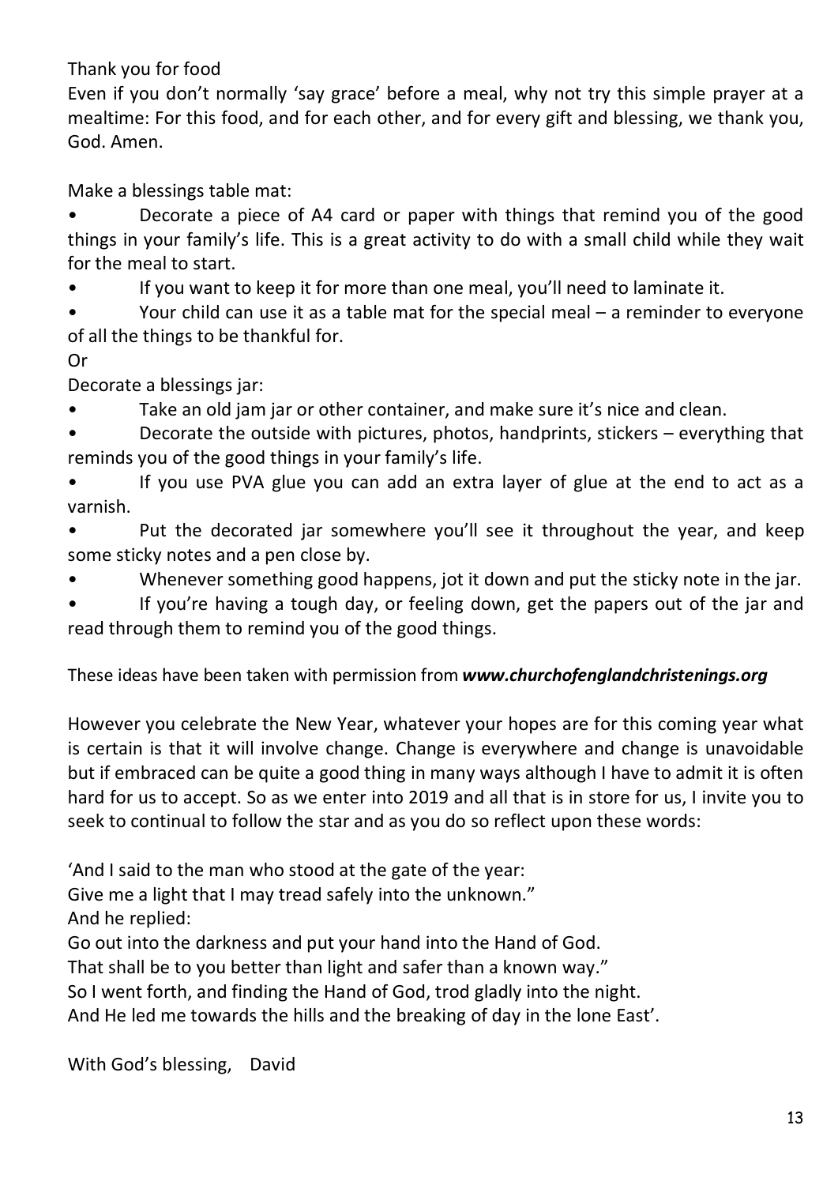Thank you for food

Even if you don't normally 'say grace' before a meal, why not try this simple prayer at a mealtime: For this food, and for each other, and for every gift and blessing, we thank you, God. Amen.

Make a blessings table mat:

- Decorate a piece of A4 card or paper with things that remind you of the good things in your family's life. This is a great activity to do with a small child while they wait for the meal to start.
- If you want to keep it for more than one meal, you'll need to laminate it.
- Your child can use it as a table mat for the special meal – a reminder to everyone of all the things to be thankful for.

Or

Decorate a blessings jar:

- Take an old jam jar or other container, and make sure it's nice and clean.
- Decorate the outside with pictures, photos, handprints, stickers – everything that reminds you of the good things in your family's life.
- If you use PVA glue you can add an extra layer of glue at the end to act as a varnish.
- Put the decorated jar somewhere you'll see it throughout the year, and keep some sticky notes and a pen close by.
- Whenever something good happens, jot it down and put the sticky note in the jar.
- If you're having a tough day, or feeling down, get the papers out of the jar and read through them to remind you of the good things.

These ideas have been taken with permission from ***www.churchofenglandchristenings.org***

However you celebrate the New Year, whatever your hopes are for this coming year what is certain is that it will involve change. Change is everywhere and change is unavoidable but if embraced can be quite a good thing in many ways although I have to admit it is often hard for us to accept. So as we enter into 2019 and all that is in store for us, I invite you to seek to continual to follow the star and as you do so reflect upon these words:

'And I said to the man who stood at the gate of the year:
Give me a light that I may tread safely into the unknown."
And he replied:
Go out into the darkness and put your hand into the Hand of God.
That shall be to you better than light and safer than a known way."
So I went forth, and finding the Hand of God, trod gladly into the night.
And He led me towards the hills and the breaking of day in the lone East'.

With God's blessing, David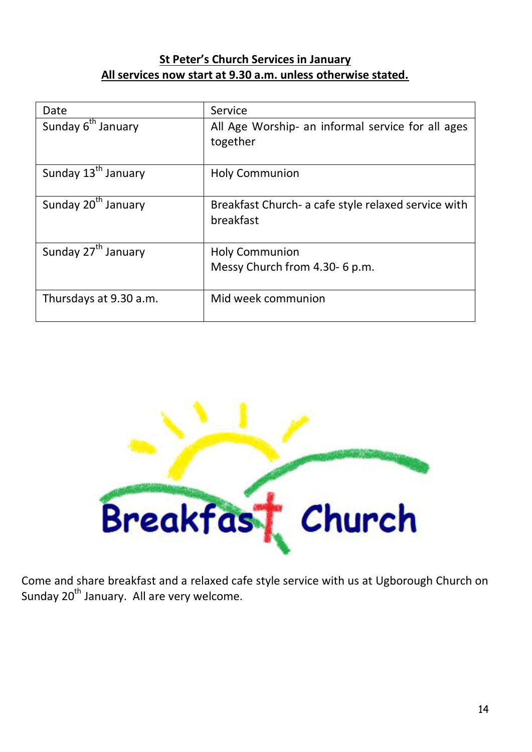**St Peter's Church Services in January**

**All services now start at 9.30 a.m. unless otherwise stated.**

| Date | Service |
| --- | --- |
| Sunday 6th January | All Age Worship- an informal service for all ages together |
| Sunday 13th January | Holy Communion |
| Sunday 20th January | Breakfast Church- a cafe style relaxed service with breakfast |
| Sunday 27th January | Holy Communion<br>Messy Church from 4.30- 6 p.m. |
| Thursdays at 9.30 a.m. | Mid week communion |

Breakfast Church

Come and share breakfast and a relaxed cafe style service with us at Ugborough Church on Sunday 20th January. All are very welcome.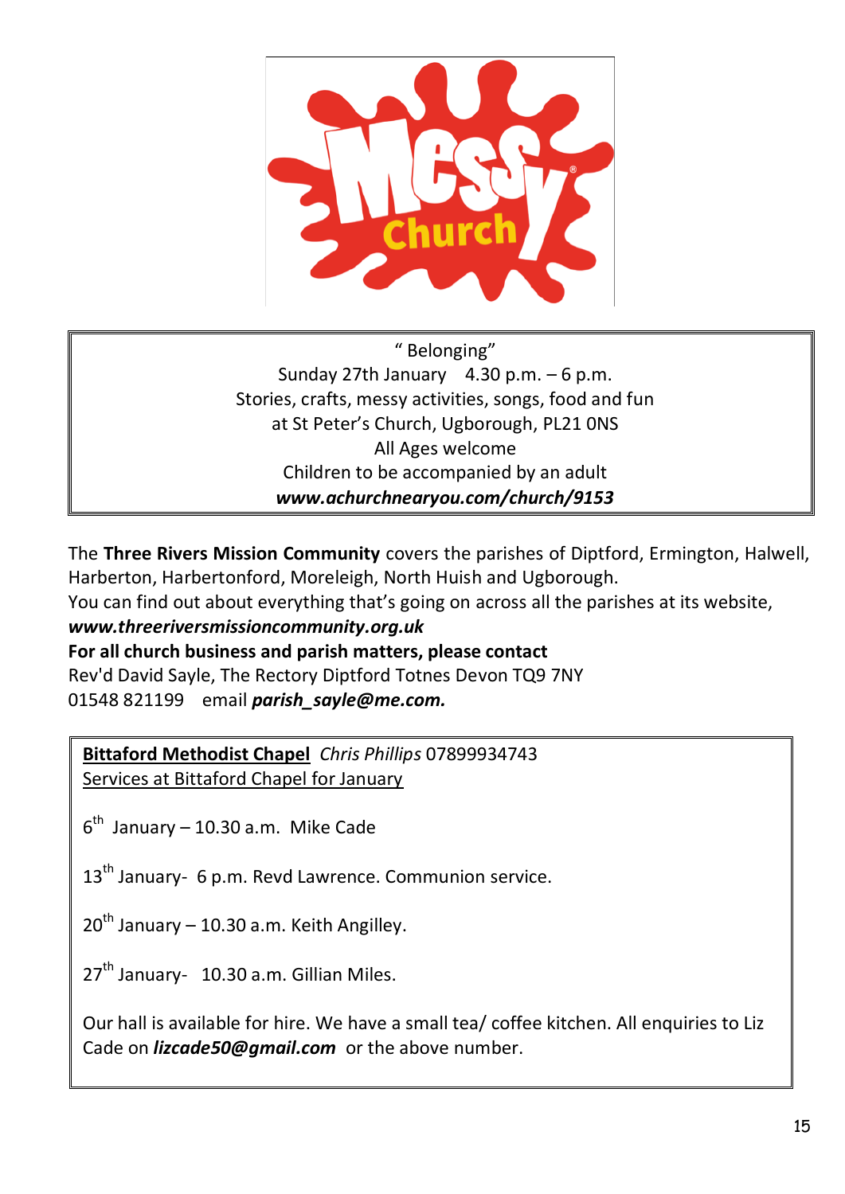# Messy Church

" Belonging"
Sunday 27th January 4.30 p.m. – 6 p.m.
Stories, crafts, messy activities, songs, food and fun
at St Peter's Church, Ugborough, PL21 0NS
All Ages welcome
Children to be accompanied by an adult
***www.achurchnearyou.com/church/9153***

The **Three Rivers Mission Community** covers the parishes of Diptford, Ermington, Halwell, Harberton, Harbertonford, Moreleigh, North Huish and Ugborough.
You can find out about everything that's going on across all the parishes at its website, ***www.threeriversmissioncommunity.org.uk***

**For all church business and parish matters, please contact**
Rev'd David Sayle, The Rectory Diptford Totnes Devon TQ9 7NY
01548 821199 email ***parish_sayle@me.com.***

**Bittaford Methodist Chapel** *Chris Phillips* 07899934743
Services at Bittaford Chapel for January

6th January – 10.30 a.m. Mike Cade

13th January- 6 p.m. Revd Lawrence. Communion service.

20th January – 10.30 a.m. Keith Angilley.

27th January- 10.30 a.m. Gillian Miles.

Our hall is available for hire. We have a small tea/ coffee kitchen. All enquiries to Liz Cade on ***lizcade50@gmail.com*** or the above number.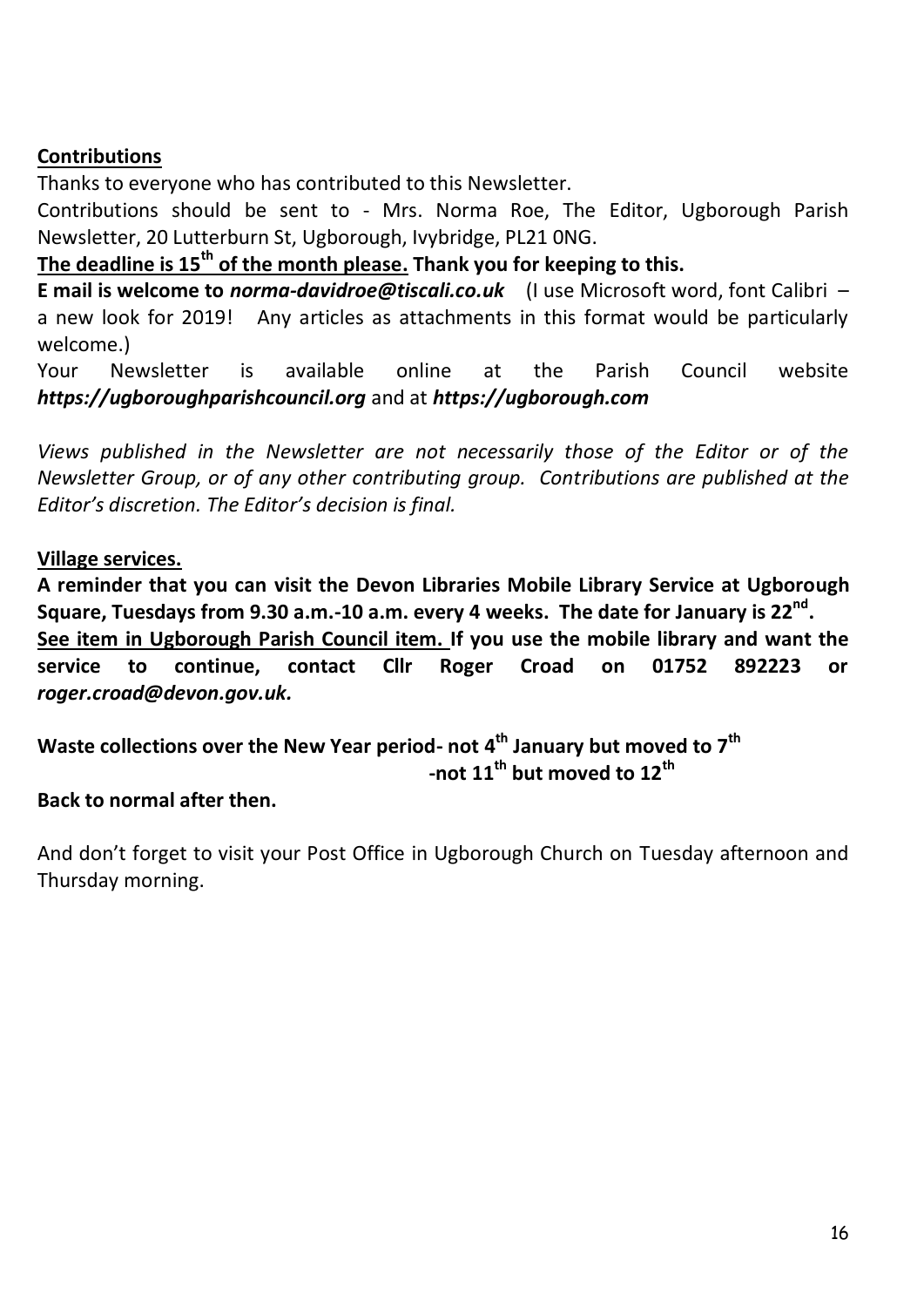**Contributions**

Thanks to everyone who has contributed to this Newsletter.

Contributions should be sent to - Mrs. Norma Roe, The Editor, Ugborough Parish Newsletter, 20 Lutterburn St, Ugborough, Ivybridge, PL21 0NG.

**The deadline is 15th of the month please. Thank you for keeping to this.**

**E mail is welcome to** ***norma-davidroe@tiscali.co.uk*** (I use Microsoft word, font Calibri – a new look for 2019! Any articles as attachments in this format would be particularly welcome.)

Your Newsletter is available online at the Parish Council website ***https://ugboroughparishcouncil.org*** and at ***https://ugborough.com***

*Views published in the Newsletter are not necessarily those of the Editor or of the Newsletter Group, or of any other contributing group. Contributions are published at the Editor's discretion. The Editor's decision is final.*

**Village services.**

**A reminder that you can visit the Devon Libraries Mobile Library Service at Ugborough Square, Tuesdays from 9.30 a.m.-10 a.m. every 4 weeks. The date for January is 22nd.**
**See item in Ugborough Parish Council item. If you use the mobile library and want the service to continue, contact Cllr Roger Croad on 01752 892223 or** ***roger.croad@devon.gov.uk.***

**Waste collections over the New Year period- not 4th January but moved to 7th**
**-not 11th but moved to 12th**

**Back to normal after then.**

And don't forget to visit your Post Office in Ugborough Church on Tuesday afternoon and Thursday morning.